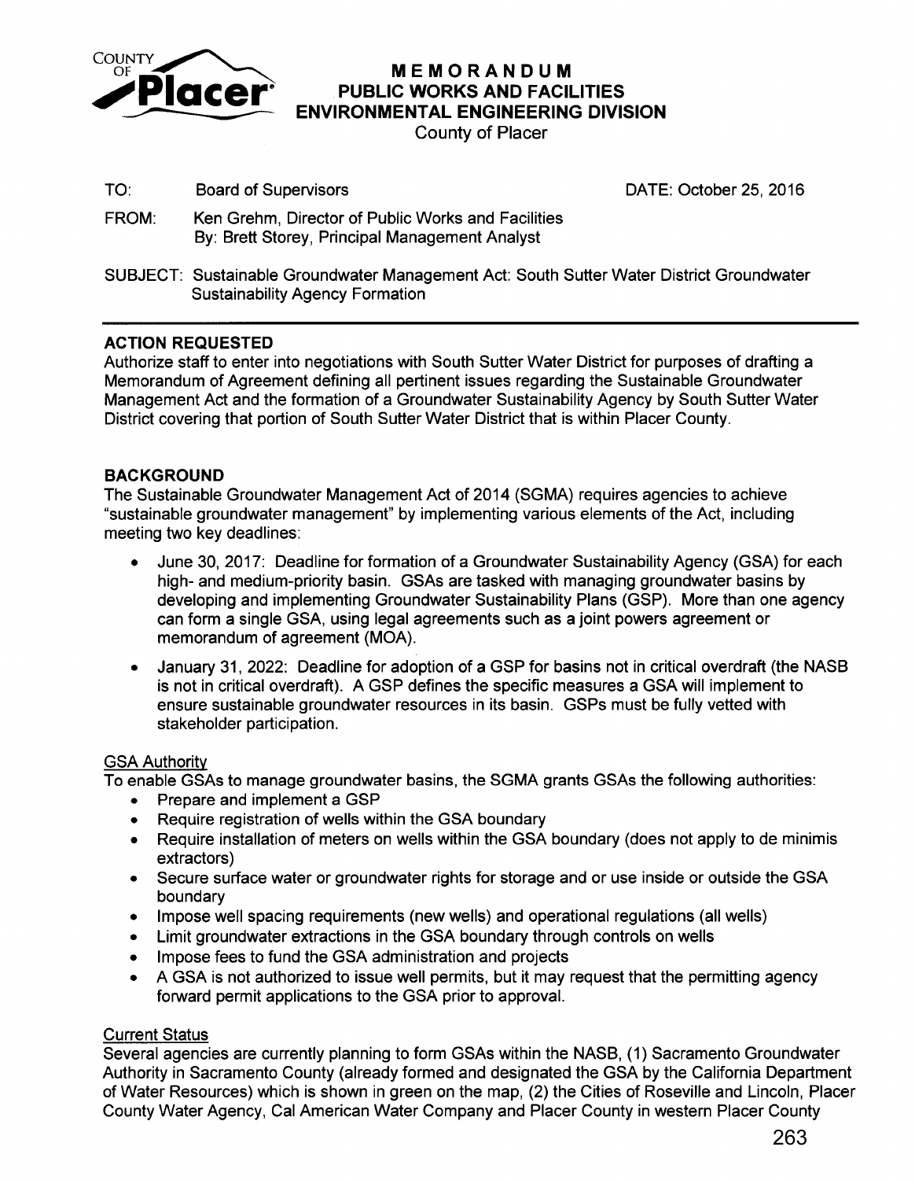COUNTY OF Placer

# MEMORANDUM
## PUBLIC WORKS AND FACILITIES
## ENVIRONMENTAL ENGINEERING DIVISION
County of Placer

TO: Board of Supervisors DATE: October 25, 2016

FROM: Ken Grehm, Director of Public Works and Facilities
By: Brett Storey, Principal Management Analyst

SUBJECT: Sustainable Groundwater Management Act: South Sutter Water District Groundwater Sustainability Agency Formation

---

**ACTION REQUESTED**

Authorize staff to enter into negotiations with South Sutter Water District for purposes of drafting a Memorandum of Agreement defining all pertinent issues regarding the Sustainable Groundwater Management Act and the formation of a Groundwater Sustainability Agency by South Sutter Water District covering that portion of South Sutter Water District that is within Placer County.

**BACKGROUND**

The Sustainable Groundwater Management Act of 2014 (SGMA) requires agencies to achieve "sustainable groundwater management" by implementing various elements of the Act, including meeting two key deadlines:

- June 30, 2017: Deadline for formation of a Groundwater Sustainability Agency (GSA) for each high- and medium-priority basin. GSAs are tasked with managing groundwater basins by developing and implementing Groundwater Sustainability Plans (GSP). More than one agency can form a single GSA, using legal agreements such as a joint powers agreement or memorandum of agreement (MOA).
- January 31, 2022: Deadline for adoption of a GSP for basins not in critical overdraft (the NASB is not in critical overdraft). A GSP defines the specific measures a GSA will implement to ensure sustainable groundwater resources in its basin. GSPs must be fully vetted with stakeholder participation.

GSA Authority

To enable GSAs to manage groundwater basins, the SGMA grants GSAs the following authorities:

- Prepare and implement a GSP
- Require registration of wells within the GSA boundary
- Require installation of meters on wells within the GSA boundary (does not apply to de minimis extractors)
- Secure surface water or groundwater rights for storage and or use inside or outside the GSA boundary
- Impose well spacing requirements (new wells) and operational regulations (all wells)
- Limit groundwater extractions in the GSA boundary through controls on wells
- Impose fees to fund the GSA administration and projects
- A GSA is not authorized to issue well permits, but it may request that the permitting agency forward permit applications to the GSA prior to approval.

Current Status

Several agencies are currently planning to form GSAs within the NASB, (1) Sacramento Groundwater Authority in Sacramento County (already formed and designated the GSA by the California Department of Water Resources) which is shown in green on the map, (2) the Cities of Roseville and Lincoln, Placer County Water Agency, Cal American Water Company and Placer County in western Placer County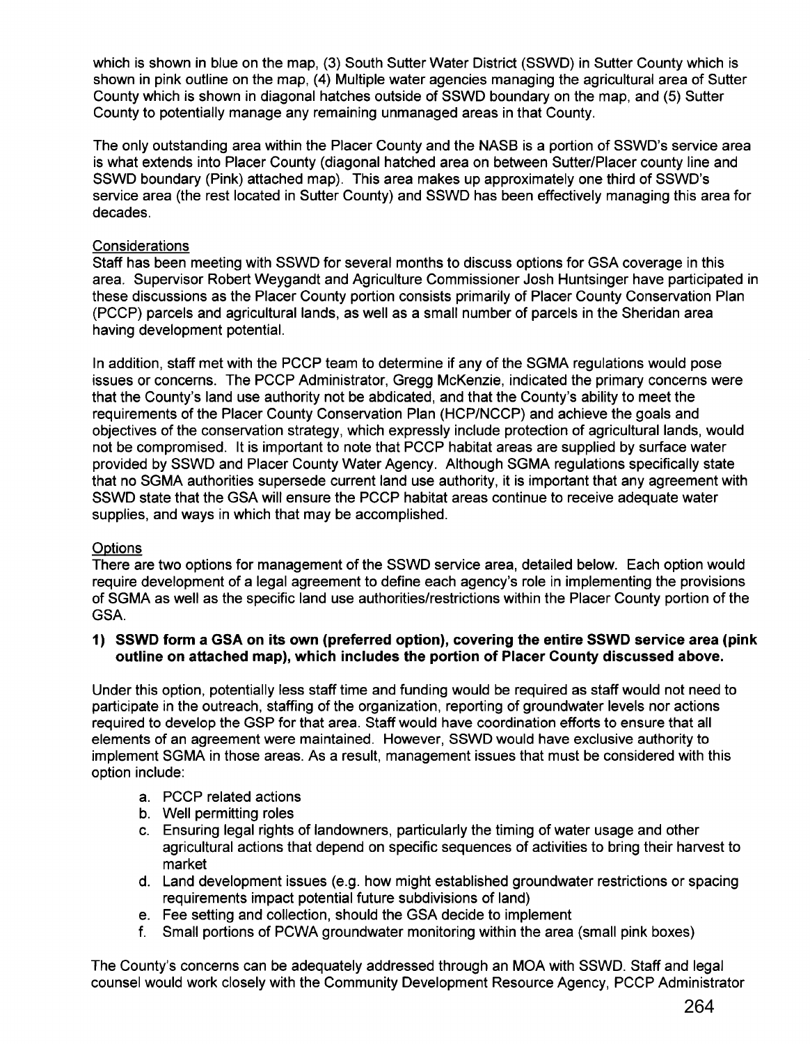which is shown in blue on the map, (3) South Sutter Water District (SSWD) in Sutter County which is shown in pink outline on the map, (4) Multiple water agencies managing the agricultural area of Sutter County which is shown in diagonal hatches outside of SSWD boundary on the map, and (5) Sutter County to potentially manage any remaining unmanaged areas in that County.

The only outstanding area within the Placer County and the NASB is a portion of SSWD's service area is what extends into Placer County (diagonal hatched area on between Sutter/Placer county line and SSWD boundary (Pink) attached map). This area makes up approximately one third of SSWD's service area (the rest located in Sutter County) and SSWD has been effectively managing this area for decades.

Considerations

Staff has been meeting with SSWD for several months to discuss options for GSA coverage in this area. Supervisor Robert Weygandt and Agriculture Commissioner Josh Huntsinger have participated in these discussions as the Placer County portion consists primarily of Placer County Conservation Plan (PCCP) parcels and agricultural lands, as well as a small number of parcels in the Sheridan area having development potential.

In addition, staff met with the PCCP team to determine if any of the SGMA regulations would pose issues or concerns. The PCCP Administrator, Gregg McKenzie, indicated the primary concerns were that the County's land use authority not be abdicated, and that the County's ability to meet the requirements of the Placer County Conservation Plan (HCP/NCCP) and achieve the goals and objectives of the conservation strategy, which expressly include protection of agricultural lands, would not be compromised. It is important to note that PCCP habitat areas are supplied by surface water provided by SSWD and Placer County Water Agency. Although SGMA regulations specifically state that no SGMA authorities supersede current land use authority, it is important that any agreement with SSWD state that the GSA will ensure the PCCP habitat areas continue to receive adequate water supplies, and ways in which that may be accomplished.

Options

There are two options for management of the SSWD service area, detailed below. Each option would require development of a legal agreement to define each agency's role in implementing the provisions of SGMA as well as the specific land use authorities/restrictions within the Placer County portion of the GSA.

**1) SSWD form a GSA on its own (preferred option), covering the entire SSWD service area (pink outline on attached map), which includes the portion of Placer County discussed above.**

Under this option, potentially less staff time and funding would be required as staff would not need to participate in the outreach, staffing of the organization, reporting of groundwater levels nor actions required to develop the GSP for that area. Staff would have coordination efforts to ensure that all elements of an agreement were maintained. However, SSWD would have exclusive authority to implement SGMA in those areas. As a result, management issues that must be considered with this option include:

a. PCCP related actions
b. Well permitting roles
c. Ensuring legal rights of landowners, particularly the timing of water usage and other agricultural actions that depend on specific sequences of activities to bring their harvest to market
d. Land development issues (e.g. how might established groundwater restrictions or spacing requirements impact potential future subdivisions of land)
e. Fee setting and collection, should the GSA decide to implement
f. Small portions of PCWA groundwater monitoring within the area (small pink boxes)

The County's concerns can be adequately addressed through an MOA with SSWD. Staff and legal counsel would work closely with the Community Development Resource Agency, PCCP Administrator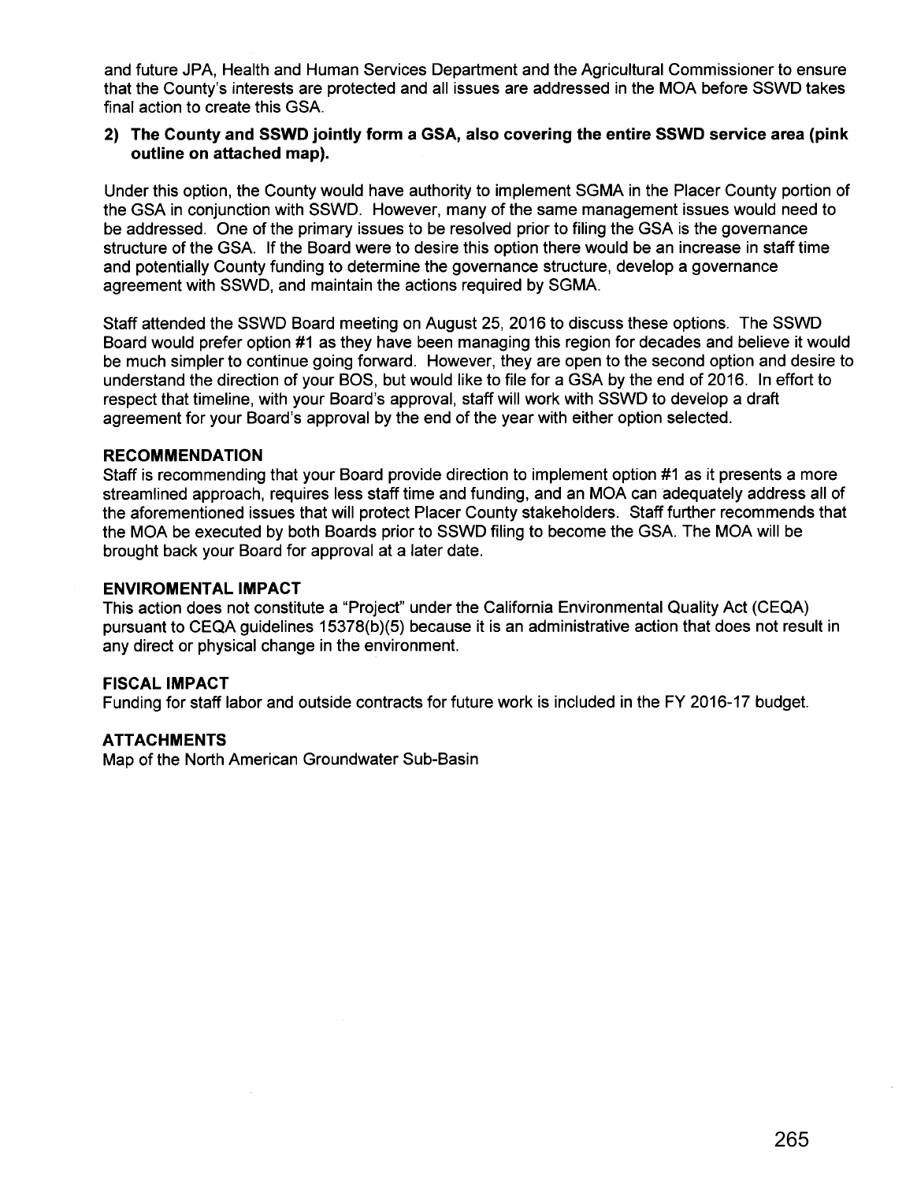and future JPA, Health and Human Services Department and the Agricultural Commissioner to ensure that the County's interests are protected and all issues are addressed in the MOA before SSWD takes final action to create this GSA.

2) **The County and SSWD jointly form a GSA, also covering the entire SSWD service area (pink outline on attached map).**

Under this option, the County would have authority to implement SGMA in the Placer County portion of the GSA in conjunction with SSWD. However, many of the same management issues would need to be addressed. One of the primary issues to be resolved prior to filing the GSA is the governance structure of the GSA. If the Board were to desire this option there would be an increase in staff time and potentially County funding to determine the governance structure, develop a governance agreement with SSWD, and maintain the actions required by SGMA.

Staff attended the SSWD Board meeting on August 25, 2016 to discuss these options. The SSWD Board would prefer option #1 as they have been managing this region for decades and believe it would be much simpler to continue going forward. However, they are open to the second option and desire to understand the direction of your BOS, but would like to file for a GSA by the end of 2016. In effort to respect that timeline, with your Board's approval, staff will work with SSWD to develop a draft agreement for your Board's approval by the end of the year with either option selected.

**RECOMMENDATION**

Staff is recommending that your Board provide direction to implement option #1 as it presents a more streamlined approach, requires less staff time and funding, and an MOA can adequately address all of the aforementioned issues that will protect Placer County stakeholders. Staff further recommends that the MOA be executed by both Boards prior to SSWD filing to become the GSA. The MOA will be brought back your Board for approval at a later date.

**ENVIROMENTAL IMPACT**

This action does not constitute a "Project" under the California Environmental Quality Act (CEQA) pursuant to CEQA guidelines 15378(b)(5) because it is an administrative action that does not result in any direct or physical change in the environment.

**FISCAL IMPACT**

Funding for staff labor and outside contracts for future work is included in the FY 2016-17 budget.

**ATTACHMENTS**

Map of the North American Groundwater Sub-Basin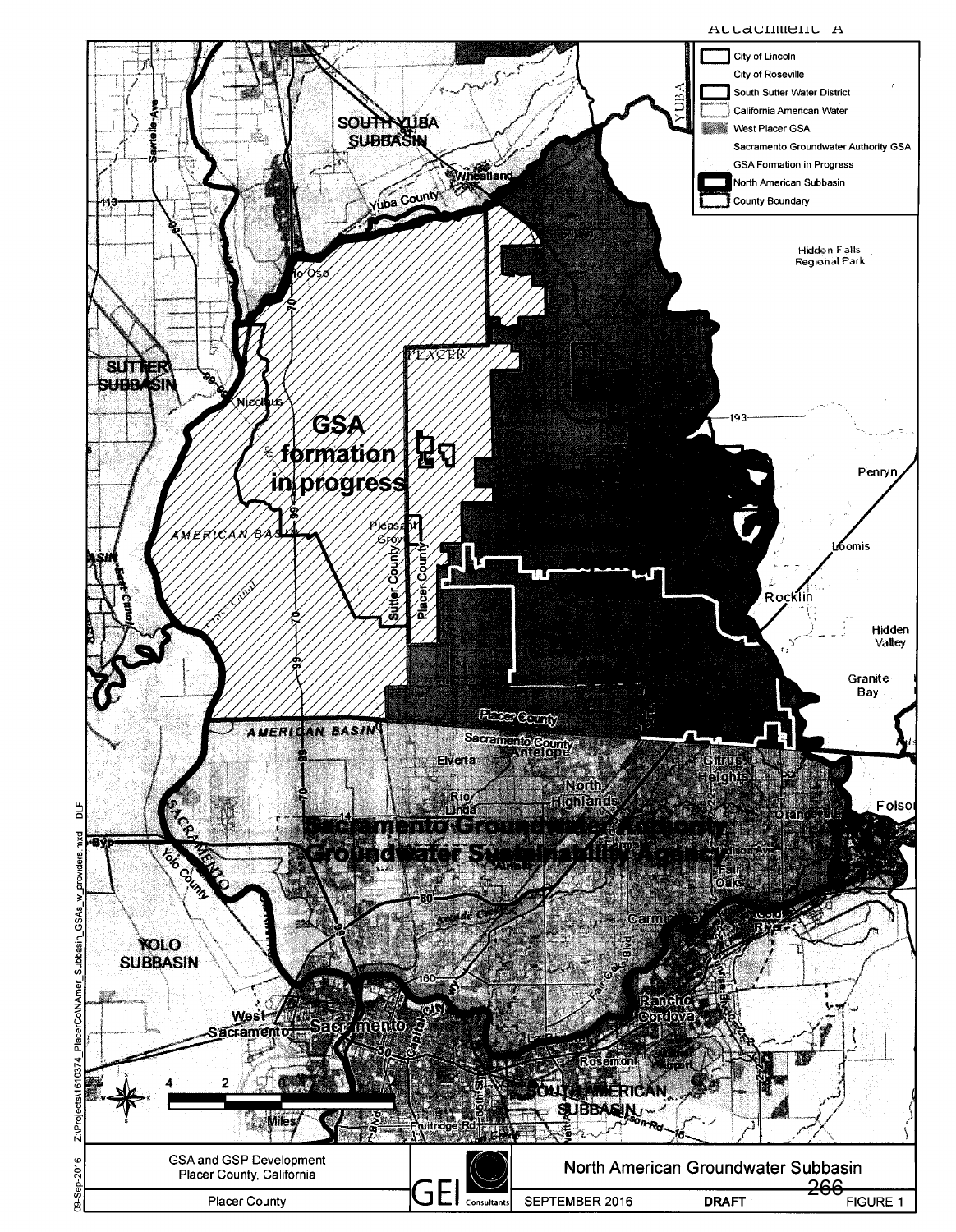Attachment A

City of Lincoln
City of Roseville
South Sutter Water District
California American Water
West Placer GSA
Sacramento Groundwater Authority GSA
GSA Formation in Progress
North American Subbasin
County Boundary

GSA formation in progress

Sacramento Groundwater Authority Groundwater Sustainability Agency

SOUTH YUBA SUBBASIN
SUTTER SUBBASIN
YOLO SUBBASIN
SOUTH AMERICAN SUBBASIN
AMERICAN BASIN

Placer County
Sacramento County
Sutter County
Yuba County
Yolo County

Wheatland
Rio Oso
Nicolaus
Pleasant Grove
Elverta
Antelope
Rio Linda
North Highlands
Citrus Heights
Orangevale
Fair Oaks
Carmichael
Rancho Cordova
Rosemont
West Sacramento
Sacramento
Penryn
Loomis
Rocklin
Hidden Valley
Granite Bay
Folsom
Hidden Falls Regional Park

4 2 0
Miles

GSA and GSP Development
Placer County, California

Placer County

GEI Consultants

North American Groundwater Subbasin

SEPTEMBER 2016

DRAFT

FIGURE 1

09-Sep-2016 Z:\Projects\1610374_PlacerCo\NAmer_Subbasin_GSAs_w_providers.mxd DLF